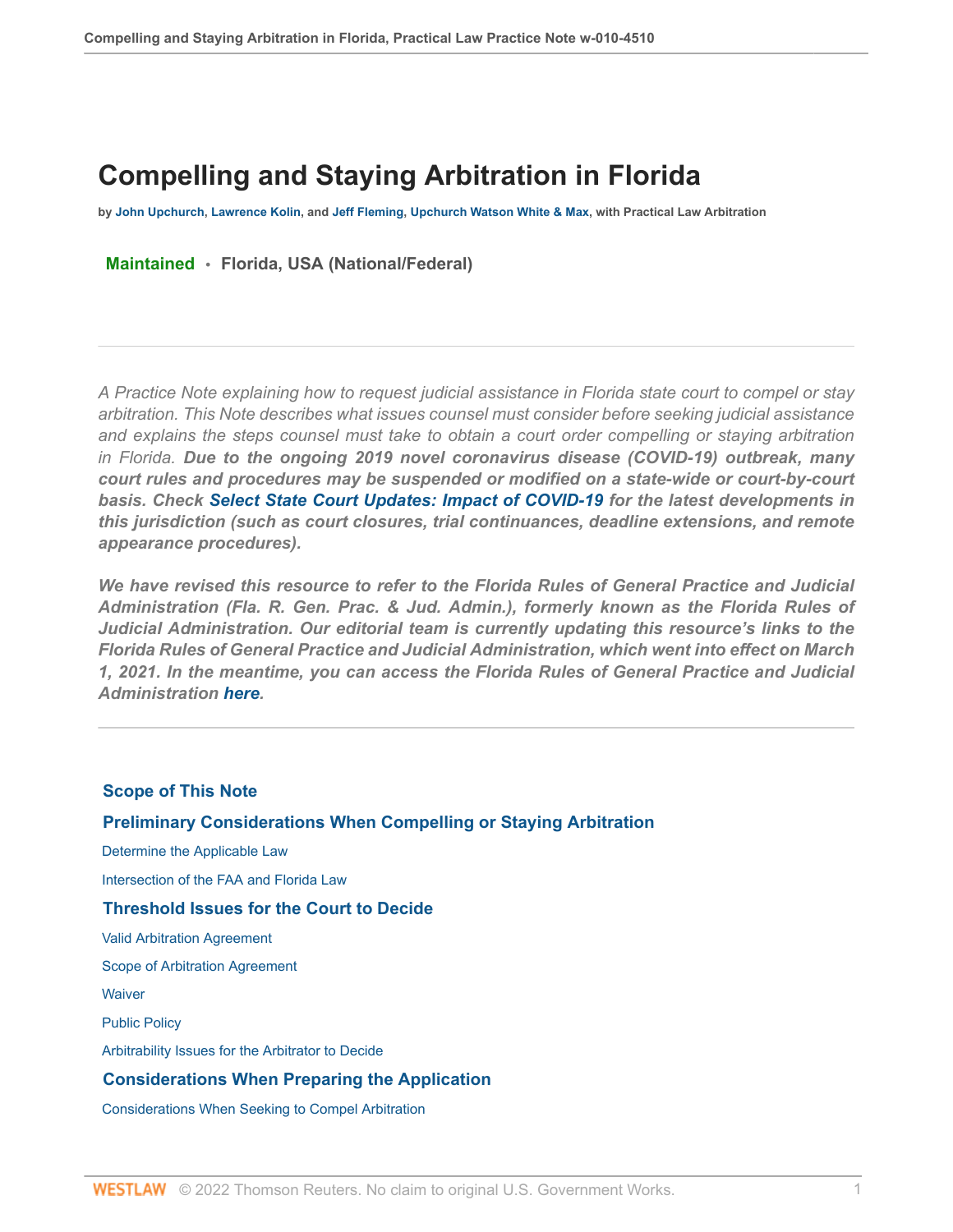# Compelling and Staying Arbitration in Florida

**by John Upchurch, Lawrence Kolin, and Jeff Fleming, Upchurch Watson White & Max, with Practical Law Arbitration**

**Maintained** • **Florida, USA (National/Federal)**

---

*A Practice Note explaining how to request judicial assistance in Florida state court to compel or stay arbitration. This Note describes what issues counsel must consider before seeking judicial assistance and explains the steps counsel must take to obtain a court order compelling or staying arbitration in Florida.* ***Due to the ongoing 2019 novel coronavirus disease (COVID-19) outbreak, many court rules and procedures may be suspended or modified on a state-wide or court-by-court basis. Check Select State Court Updates: Impact of COVID-19 for the latest developments in this jurisdiction (such as court closures, trial continuances, deadline extensions, and remote appearance procedures).***

***We have revised this resource to refer to the Florida Rules of General Practice and Judicial Administration (Fla. R. Gen. Prac. & Jud. Admin.), formerly known as the Florida Rules of Judicial Administration. Our editorial team is currently updating this resource's links to the Florida Rules of General Practice and Judicial Administration, which went into effect on March 1, 2021. In the meantime, you can access the Florida Rules of General Practice and Judicial Administration here.***

---

**Scope of This Note**

**Preliminary Considerations When Compelling or Staying Arbitration**

Determine the Applicable Law

Intersection of the FAA and Florida Law

**Threshold Issues for the Court to Decide**

Valid Arbitration Agreement

Scope of Arbitration Agreement

Waiver

Public Policy

Arbitrability Issues for the Arbitrator to Decide

**Considerations When Preparing the Application**

Considerations When Seeking to Compel Arbitration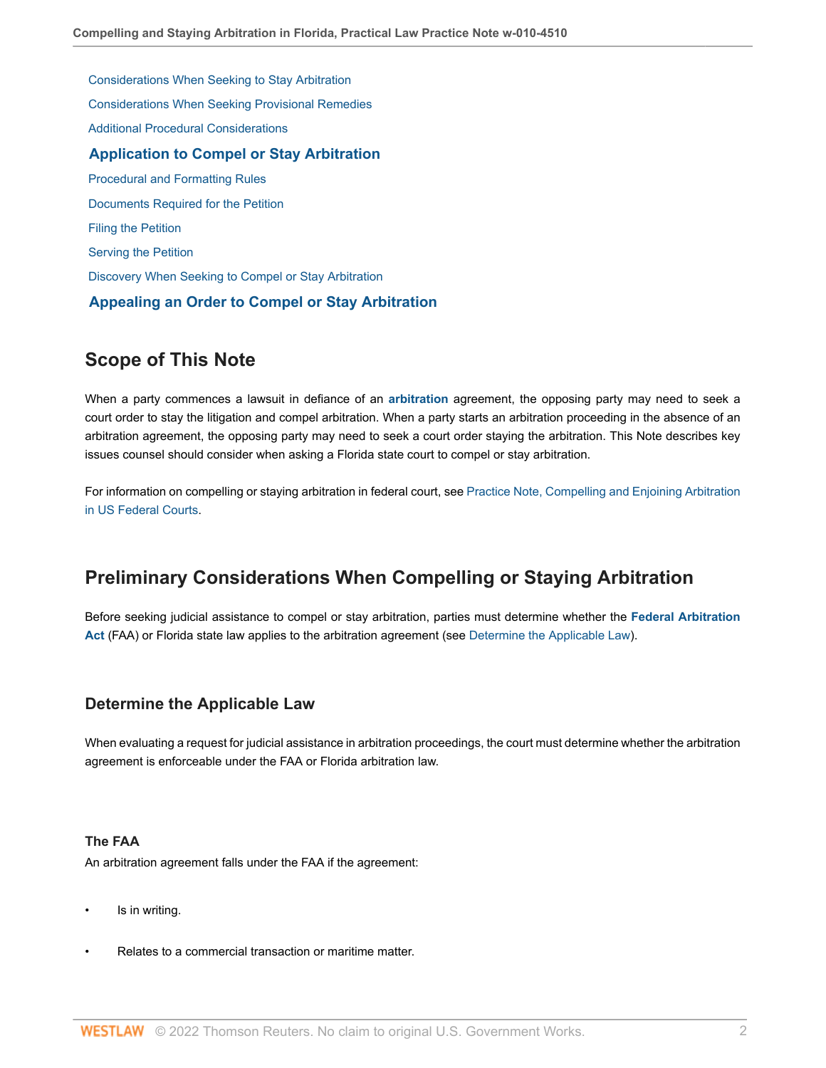Considerations When Seeking to Stay Arbitration

Considerations When Seeking Provisional Remedies

Additional Procedural Considerations

**Application to Compel or Stay Arbitration**

Procedural and Formatting Rules

Documents Required for the Petition

Filing the Petition

Serving the Petition

Discovery When Seeking to Compel or Stay Arbitration

**Appealing an Order to Compel or Stay Arbitration**

## Scope of This Note

When a party commences a lawsuit in defiance of an **arbitration** agreement, the opposing party may need to seek a court order to stay the litigation and compel arbitration. When a party starts an arbitration proceeding in the absence of an arbitration agreement, the opposing party may need to seek a court order staying the arbitration. This Note describes key issues counsel should consider when asking a Florida state court to compel or stay arbitration.

For information on compelling or staying arbitration in federal court, see Practice Note, Compelling and Enjoining Arbitration in US Federal Courts.

## Preliminary Considerations When Compelling or Staying Arbitration

Before seeking judicial assistance to compel or stay arbitration, parties must determine whether the **Federal Arbitration Act** (FAA) or Florida state law applies to the arbitration agreement (see Determine the Applicable Law).

### Determine the Applicable Law

When evaluating a request for judicial assistance in arbitration proceedings, the court must determine whether the arbitration agreement is enforceable under the FAA or Florida arbitration law.

#### The FAA

An arbitration agreement falls under the FAA if the agreement:

- Is in writing.
- Relates to a commercial transaction or maritime matter.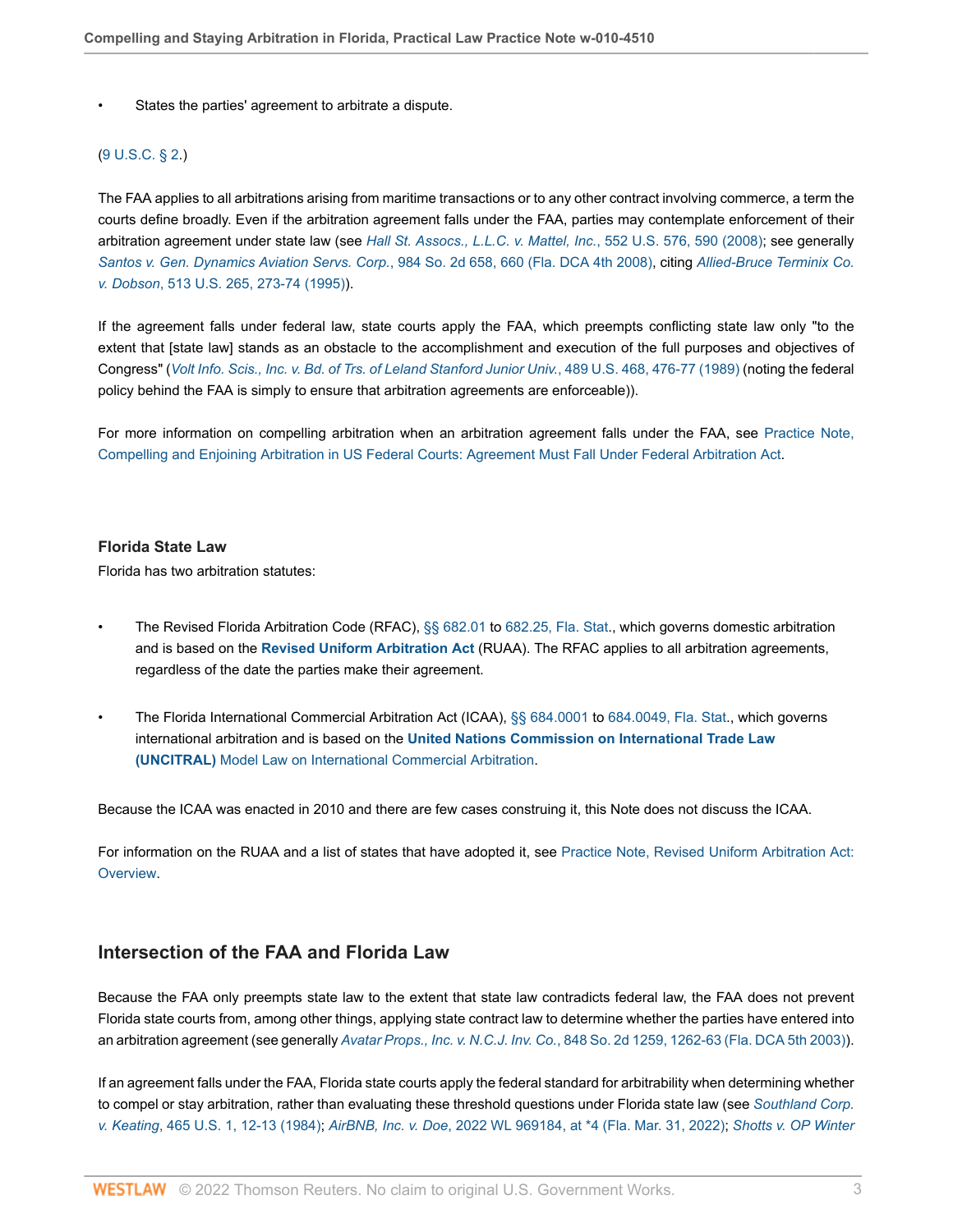- States the parties' agreement to arbitrate a dispute.

(9 U.S.C. § 2.)

The FAA applies to all arbitrations arising from maritime transactions or to any other contract involving commerce, a term the courts define broadly. Even if the arbitration agreement falls under the FAA, parties may contemplate enforcement of their arbitration agreement under state law (see *Hall St. Assocs., L.L.C. v. Mattel, Inc.*, 552 U.S. 576, 590 (2008); see generally *Santos v. Gen. Dynamics Aviation Servs. Corp.*, 984 So. 2d 658, 660 (Fla. DCA 4th 2008), citing *Allied-Bruce Terminix Co. v. Dobson*, 513 U.S. 265, 273-74 (1995)).

If the agreement falls under federal law, state courts apply the FAA, which preempts conflicting state law only "to the extent that [state law] stands as an obstacle to the accomplishment and execution of the full purposes and objectives of Congress" (*Volt Info. Scis., Inc. v. Bd. of Trs. of Leland Stanford Junior Univ.*, 489 U.S. 468, 476-77 (1989) (noting the federal policy behind the FAA is simply to ensure that arbitration agreements are enforceable)).

For more information on compelling arbitration when an arbitration agreement falls under the FAA, see Practice Note, Compelling and Enjoining Arbitration in US Federal Courts: Agreement Must Fall Under Federal Arbitration Act.

### Florida State Law

Florida has two arbitration statutes:

- The Revised Florida Arbitration Code (RFAC), §§ 682.01 to 682.25, Fla. Stat., which governs domestic arbitration and is based on the **Revised Uniform Arbitration Act** (RUAA). The RFAC applies to all arbitration agreements, regardless of the date the parties make their agreement.
- The Florida International Commercial Arbitration Act (ICAA), §§ 684.0001 to 684.0049, Fla. Stat., which governs international arbitration and is based on the **United Nations Commission on International Trade Law (UNCITRAL)** Model Law on International Commercial Arbitration.

Because the ICAA was enacted in 2010 and there are few cases construing it, this Note does not discuss the ICAA.

For information on the RUAA and a list of states that have adopted it, see Practice Note, Revised Uniform Arbitration Act: Overview.

## Intersection of the FAA and Florida Law

Because the FAA only preempts state law to the extent that state law contradicts federal law, the FAA does not prevent Florida state courts from, among other things, applying state contract law to determine whether the parties have entered into an arbitration agreement (see generally *Avatar Props., Inc. v. N.C.J. Inv. Co.*, 848 So. 2d 1259, 1262-63 (Fla. DCA 5th 2003)).

If an agreement falls under the FAA, Florida state courts apply the federal standard for arbitrability when determining whether to compel or stay arbitration, rather than evaluating these threshold questions under Florida state law (see *Southland Corp. v. Keating*, 465 U.S. 1, 12-13 (1984); *AirBNB, Inc. v. Doe*, 2022 WL 969184, at *4 (Fla. Mar. 31, 2022); *Shotts v. OP Winter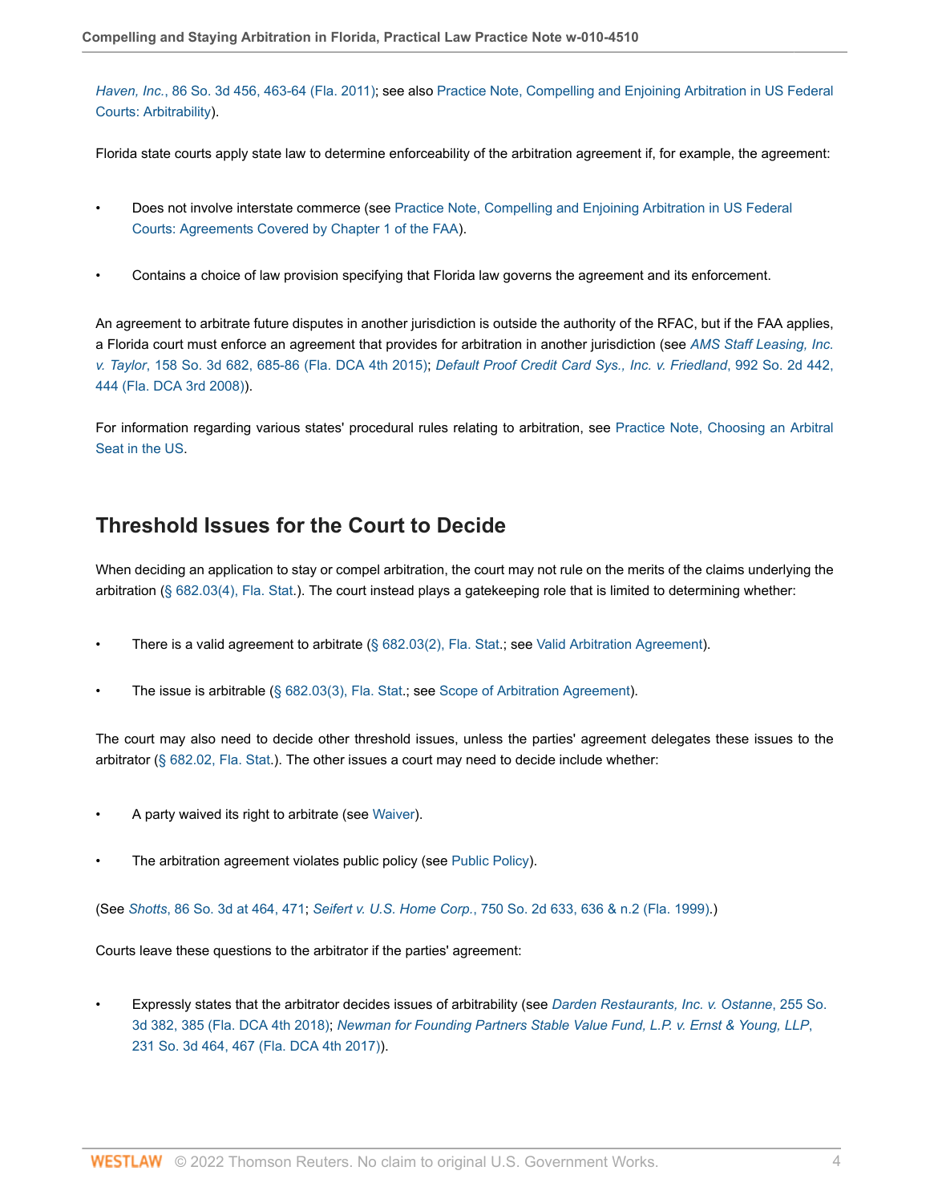*Haven, Inc.*, 86 So. 3d 456, 463-64 (Fla. 2011); see also Practice Note, Compelling and Enjoining Arbitration in US Federal Courts: Arbitrability).

Florida state courts apply state law to determine enforceability of the arbitration agreement if, for example, the agreement:

- Does not involve interstate commerce (see Practice Note, Compelling and Enjoining Arbitration in US Federal Courts: Agreements Covered by Chapter 1 of the FAA).
- Contains a choice of law provision specifying that Florida law governs the agreement and its enforcement.

An agreement to arbitrate future disputes in another jurisdiction is outside the authority of the RFAC, but if the FAA applies, a Florida court must enforce an agreement that provides for arbitration in another jurisdiction (see *AMS Staff Leasing, Inc. v. Taylor*, 158 So. 3d 682, 685-86 (Fla. DCA 4th 2015); *Default Proof Credit Card Sys., Inc. v. Friedland*, 992 So. 2d 442, 444 (Fla. DCA 3rd 2008)).

For information regarding various states' procedural rules relating to arbitration, see Practice Note, Choosing an Arbitral Seat in the US.

## Threshold Issues for the Court to Decide

When deciding an application to stay or compel arbitration, the court may not rule on the merits of the claims underlying the arbitration (§ 682.03(4), Fla. Stat.). The court instead plays a gatekeeping role that is limited to determining whether:

- There is a valid agreement to arbitrate (§ 682.03(2), Fla. Stat.; see Valid Arbitration Agreement).
- The issue is arbitrable (§ 682.03(3), Fla. Stat.; see Scope of Arbitration Agreement).

The court may also need to decide other threshold issues, unless the parties' agreement delegates these issues to the arbitrator (§ 682.02, Fla. Stat.). The other issues a court may need to decide include whether:

- A party waived its right to arbitrate (see Waiver).
- The arbitration agreement violates public policy (see Public Policy).

(See *Shotts*, 86 So. 3d at 464, 471; *Seifert v. U.S. Home Corp.*, 750 So. 2d 633, 636 & n.2 (Fla. 1999).)

Courts leave these questions to the arbitrator if the parties' agreement:

- Expressly states that the arbitrator decides issues of arbitrability (see *Darden Restaurants, Inc. v. Ostanne*, 255 So. 3d 382, 385 (Fla. DCA 4th 2018); *Newman for Founding Partners Stable Value Fund, L.P. v. Ernst & Young, LLP*, 231 So. 3d 464, 467 (Fla. DCA 4th 2017)).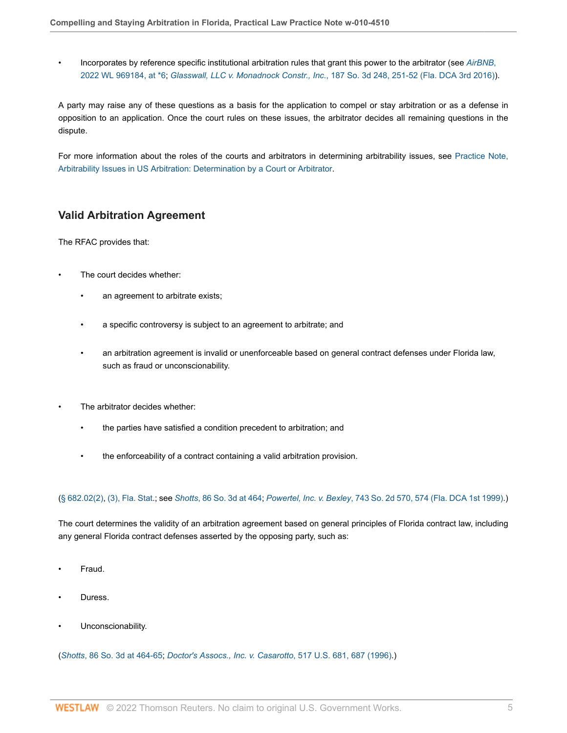- Incorporates by reference specific institutional arbitration rules that grant this power to the arbitrator (see *AirBNB*, 2022 WL 969184, at *6; *Glasswall, LLC v. Monadnock Constr., Inc.*, 187 So. 3d 248, 251-52 (Fla. DCA 3rd 2016)).

A party may raise any of these questions as a basis for the application to compel or stay arbitration or as a defense in opposition to an application. Once the court rules on these issues, the arbitrator decides all remaining questions in the dispute.

For more information about the roles of the courts and arbitrators in determining arbitrability issues, see Practice Note, Arbitrability Issues in US Arbitration: Determination by a Court or Arbitrator.

## Valid Arbitration Agreement

The RFAC provides that:

- The court decides whether:
  - an agreement to arbitrate exists;
  - a specific controversy is subject to an agreement to arbitrate; and
  - an arbitration agreement is invalid or unenforceable based on general contract defenses under Florida law, such as fraud or unconscionability.
- The arbitrator decides whether:
  - the parties have satisfied a condition precedent to arbitration; and
  - the enforceability of a contract containing a valid arbitration provision.

(§ 682.02(2), (3), Fla. Stat.; see *Shotts*, 86 So. 3d at 464; *Powertel, Inc. v. Bexley*, 743 So. 2d 570, 574 (Fla. DCA 1st 1999).)

The court determines the validity of an arbitration agreement based on general principles of Florida contract law, including any general Florida contract defenses asserted by the opposing party, such as:

- Fraud.
- Duress.
- Unconscionability.

(*Shotts*, 86 So. 3d at 464-65; *Doctor's Assocs., Inc. v. Casarotto*, 517 U.S. 681, 687 (1996).)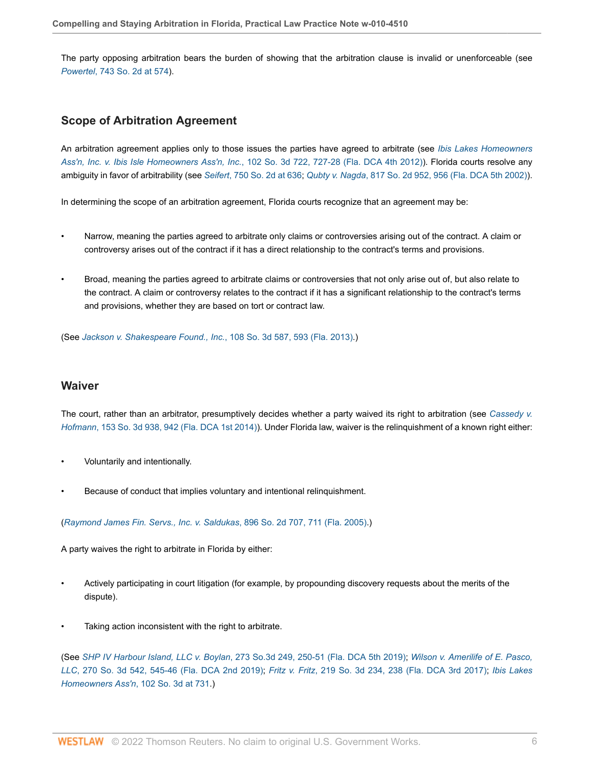The party opposing arbitration bears the burden of showing that the arbitration clause is invalid or unenforceable (see *Powertel*, 743 So. 2d at 574).

## Scope of Arbitration Agreement

An arbitration agreement applies only to those issues the parties have agreed to arbitrate (see *Ibis Lakes Homeowners Ass'n, Inc. v. Ibis Isle Homeowners Ass'n, Inc.*, 102 So. 3d 722, 727-28 (Fla. DCA 4th 2012)). Florida courts resolve any ambiguity in favor of arbitrability (see *Seifert*, 750 So. 2d at 636; *Qubty v. Nagda*, 817 So. 2d 952, 956 (Fla. DCA 5th 2002)).

In determining the scope of an arbitration agreement, Florida courts recognize that an agreement may be:

- Narrow, meaning the parties agreed to arbitrate only claims or controversies arising out of the contract. A claim or controversy arises out of the contract if it has a direct relationship to the contract's terms and provisions.
- Broad, meaning the parties agreed to arbitrate claims or controversies that not only arise out of, but also relate to the contract. A claim or controversy relates to the contract if it has a significant relationship to the contract's terms and provisions, whether they are based on tort or contract law.

(See *Jackson v. Shakespeare Found., Inc.*, 108 So. 3d 587, 593 (Fla. 2013).)

## Waiver

The court, rather than an arbitrator, presumptively decides whether a party waived its right to arbitration (see *Cassedy v. Hofmann*, 153 So. 3d 938, 942 (Fla. DCA 1st 2014)). Under Florida law, waiver is the relinquishment of a known right either:

- Voluntarily and intentionally.
- Because of conduct that implies voluntary and intentional relinquishment.

(*Raymond James Fin. Servs., Inc. v. Saldukas*, 896 So. 2d 707, 711 (Fla. 2005).)

A party waives the right to arbitrate in Florida by either:

- Actively participating in court litigation (for example, by propounding discovery requests about the merits of the dispute).
- Taking action inconsistent with the right to arbitrate.

(See *SHP IV Harbour Island, LLC v. Boylan*, 273 So.3d 249, 250-51 (Fla. DCA 5th 2019); *Wilson v. Amerilife of E. Pasco, LLC*, 270 So. 3d 542, 545-46 (Fla. DCA 2nd 2019); *Fritz v. Fritz*, 219 So. 3d 234, 238 (Fla. DCA 3rd 2017); *Ibis Lakes Homeowners Ass'n*, 102 So. 3d at 731.)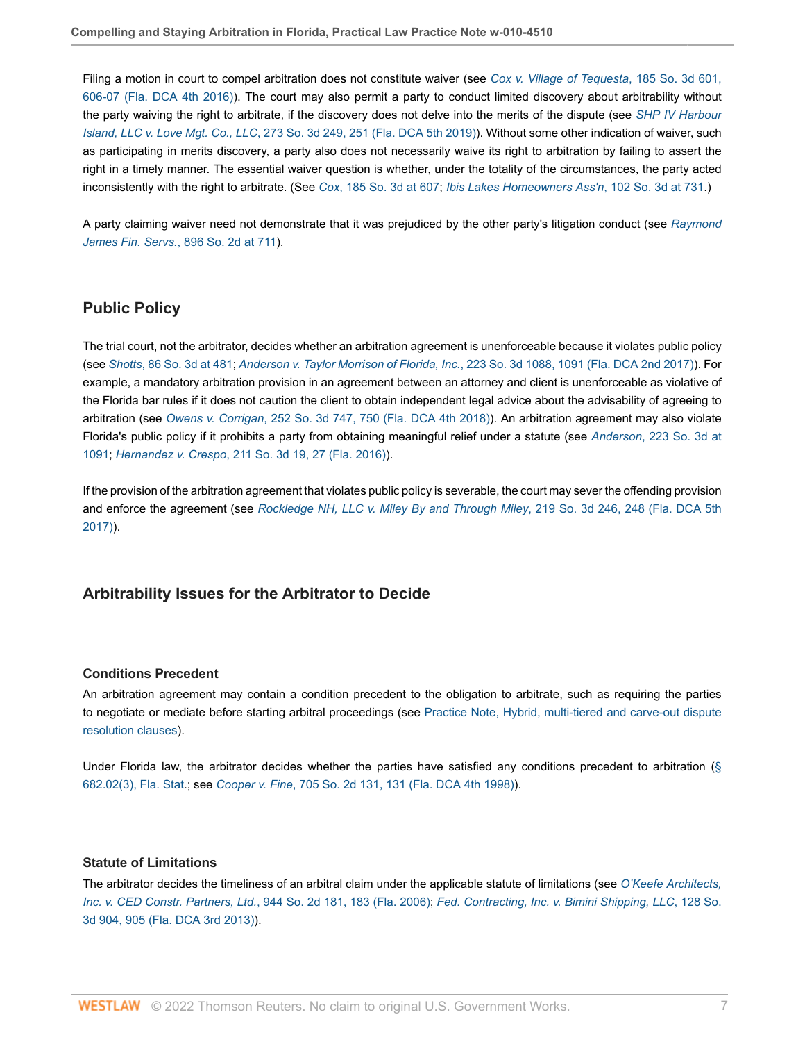Filing a motion in court to compel arbitration does not constitute waiver (see *Cox v. Village of Tequesta*, 185 So. 3d 601, 606-07 (Fla. DCA 4th 2016)). The court may also permit a party to conduct limited discovery about arbitrability without the party waiving the right to arbitrate, if the discovery does not delve into the merits of the dispute (see *SHP IV Harbour Island, LLC v. Love Mgt. Co., LLC*, 273 So. 3d 249, 251 (Fla. DCA 5th 2019)). Without some other indication of waiver, such as participating in merits discovery, a party also does not necessarily waive its right to arbitration by failing to assert the right in a timely manner. The essential waiver question is whether, under the totality of the circumstances, the party acted inconsistently with the right to arbitrate. (See *Cox*, 185 So. 3d at 607; *Ibis Lakes Homeowners Ass'n*, 102 So. 3d at 731.)

A party claiming waiver need not demonstrate that it was prejudiced by the other party's litigation conduct (see *Raymond James Fin. Servs.*, 896 So. 2d at 711).

## Public Policy

The trial court, not the arbitrator, decides whether an arbitration agreement is unenforceable because it violates public policy (see *Shotts*, 86 So. 3d at 481; *Anderson v. Taylor Morrison of Florida, Inc.*, 223 So. 3d 1088, 1091 (Fla. DCA 2nd 2017)). For example, a mandatory arbitration provision in an agreement between an attorney and client is unenforceable as violative of the Florida bar rules if it does not caution the client to obtain independent legal advice about the advisability of agreeing to arbitration (see *Owens v. Corrigan*, 252 So. 3d 747, 750 (Fla. DCA 4th 2018)). An arbitration agreement may also violate Florida's public policy if it prohibits a party from obtaining meaningful relief under a statute (see *Anderson*, 223 So. 3d at 1091; *Hernandez v. Crespo*, 211 So. 3d 19, 27 (Fla. 2016)).

If the provision of the arbitration agreement that violates public policy is severable, the court may sever the offending provision and enforce the agreement (see *Rockledge NH, LLC v. Miley By and Through Miley*, 219 So. 3d 246, 248 (Fla. DCA 5th 2017)).

## Arbitrability Issues for the Arbitrator to Decide

### Conditions Precedent

An arbitration agreement may contain a condition precedent to the obligation to arbitrate, such as requiring the parties to negotiate or mediate before starting arbitral proceedings (see Practice Note, Hybrid, multi-tiered and carve-out dispute resolution clauses).

Under Florida law, the arbitrator decides whether the parties have satisfied any conditions precedent to arbitration (§ 682.02(3), Fla. Stat.; see *Cooper v. Fine*, 705 So. 2d 131, 131 (Fla. DCA 4th 1998)).

### Statute of Limitations

The arbitrator decides the timeliness of an arbitral claim under the applicable statute of limitations (see *O'Keefe Architects, Inc. v. CED Constr. Partners, Ltd.*, 944 So. 2d 181, 183 (Fla. 2006); *Fed. Contracting, Inc. v. Bimini Shipping, LLC*, 128 So. 3d 904, 905 (Fla. DCA 3rd 2013)).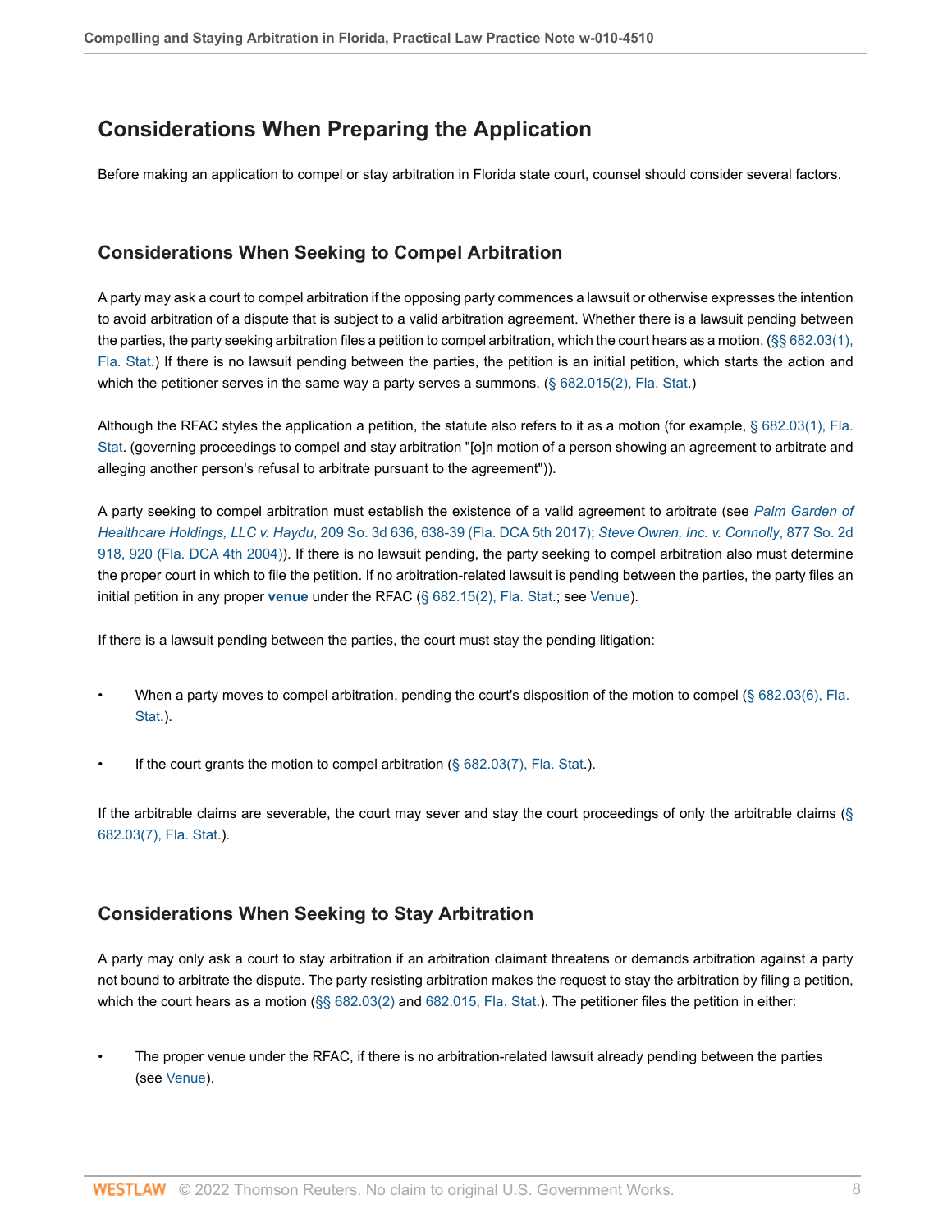## Considerations When Preparing the Application

Before making an application to compel or stay arbitration in Florida state court, counsel should consider several factors.

### Considerations When Seeking to Compel Arbitration

A party may ask a court to compel arbitration if the opposing party commences a lawsuit or otherwise expresses the intention to avoid arbitration of a dispute that is subject to a valid arbitration agreement. Whether there is a lawsuit pending between the parties, the party seeking arbitration files a petition to compel arbitration, which the court hears as a motion. (§§ 682.03(1), Fla. Stat.) If there is no lawsuit pending between the parties, the petition is an initial petition, which starts the action and which the petitioner serves in the same way a party serves a summons. (§ 682.015(2), Fla. Stat.)

Although the RFAC styles the application a petition, the statute also refers to it as a motion (for example, § 682.03(1), Fla. Stat. (governing proceedings to compel and stay arbitration "[o]n motion of a person showing an agreement to arbitrate and alleging another person's refusal to arbitrate pursuant to the agreement")).

A party seeking to compel arbitration must establish the existence of a valid agreement to arbitrate (see *Palm Garden of Healthcare Holdings, LLC v. Haydu*, 209 So. 3d 636, 638-39 (Fla. DCA 5th 2017); *Steve Owren, Inc. v. Connolly*, 877 So. 2d 918, 920 (Fla. DCA 4th 2004)). If there is no lawsuit pending, the party seeking to compel arbitration also must determine the proper court in which to file the petition. If no arbitration-related lawsuit is pending between the parties, the party files an initial petition in any proper **venue** under the RFAC (§ 682.15(2), Fla. Stat.; see Venue).

If there is a lawsuit pending between the parties, the court must stay the pending litigation:

- When a party moves to compel arbitration, pending the court's disposition of the motion to compel (§ 682.03(6), Fla. Stat.).
- If the court grants the motion to compel arbitration (§ 682.03(7), Fla. Stat.).

If the arbitrable claims are severable, the court may sever and stay the court proceedings of only the arbitrable claims (§ 682.03(7), Fla. Stat.).

### Considerations When Seeking to Stay Arbitration

A party may only ask a court to stay arbitration if an arbitration claimant threatens or demands arbitration against a party not bound to arbitrate the dispute. The party resisting arbitration makes the request to stay the arbitration by filing a petition, which the court hears as a motion (§§ 682.03(2) and 682.015, Fla. Stat.). The petitioner files the petition in either:

- The proper venue under the RFAC, if there is no arbitration-related lawsuit already pending between the parties (see Venue).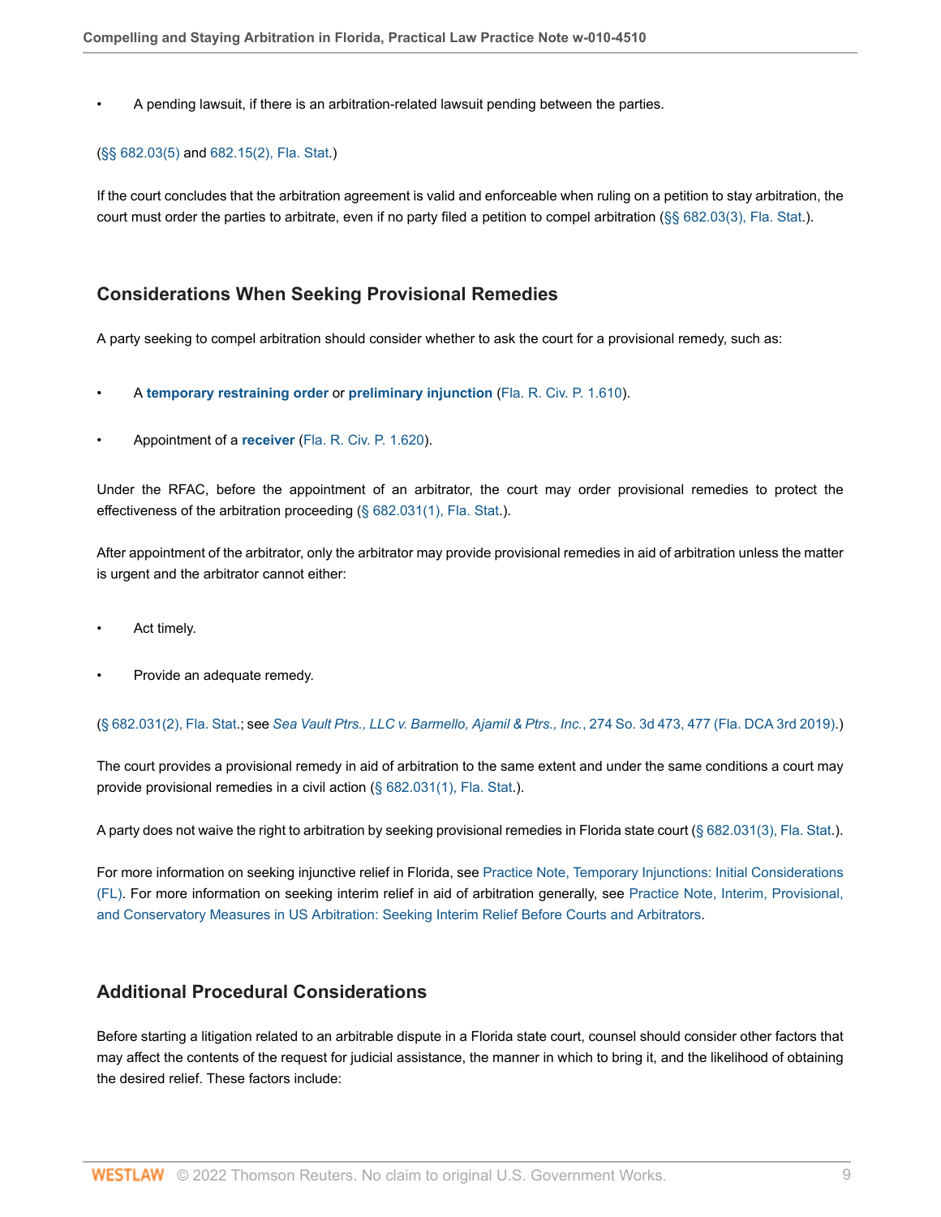- A pending lawsuit, if there is an arbitration-related lawsuit pending between the parties.

(§§ 682.03(5) and 682.15(2), Fla. Stat.)

If the court concludes that the arbitration agreement is valid and enforceable when ruling on a petition to stay arbitration, the court must order the parties to arbitrate, even if no party filed a petition to compel arbitration (§§ 682.03(3), Fla. Stat.).

## Considerations When Seeking Provisional Remedies

A party seeking to compel arbitration should consider whether to ask the court for a provisional remedy, such as:

- A **temporary restraining order** or **preliminary injunction** (Fla. R. Civ. P. 1.610).
- Appointment of a **receiver** (Fla. R. Civ. P. 1.620).

Under the RFAC, before the appointment of an arbitrator, the court may order provisional remedies to protect the effectiveness of the arbitration proceeding (§ 682.031(1), Fla. Stat.).

After appointment of the arbitrator, only the arbitrator may provide provisional remedies in aid of arbitration unless the matter is urgent and the arbitrator cannot either:

- Act timely.
- Provide an adequate remedy.

(§ 682.031(2), Fla. Stat.; see *Sea Vault Ptrs., LLC v. Barmello, Ajamil & Ptrs., Inc.*, 274 So. 3d 473, 477 (Fla. DCA 3rd 2019).)

The court provides a provisional remedy in aid of arbitration to the same extent and under the same conditions a court may provide provisional remedies in a civil action (§ 682.031(1), Fla. Stat.).

A party does not waive the right to arbitration by seeking provisional remedies in Florida state court (§ 682.031(3), Fla. Stat.).

For more information on seeking injunctive relief in Florida, see Practice Note, Temporary Injunctions: Initial Considerations (FL). For more information on seeking interim relief in aid of arbitration generally, see Practice Note, Interim, Provisional, and Conservatory Measures in US Arbitration: Seeking Interim Relief Before Courts and Arbitrators.

## Additional Procedural Considerations

Before starting a litigation related to an arbitrable dispute in a Florida state court, counsel should consider other factors that may affect the contents of the request for judicial assistance, the manner in which to bring it, and the likelihood of obtaining the desired relief. These factors include: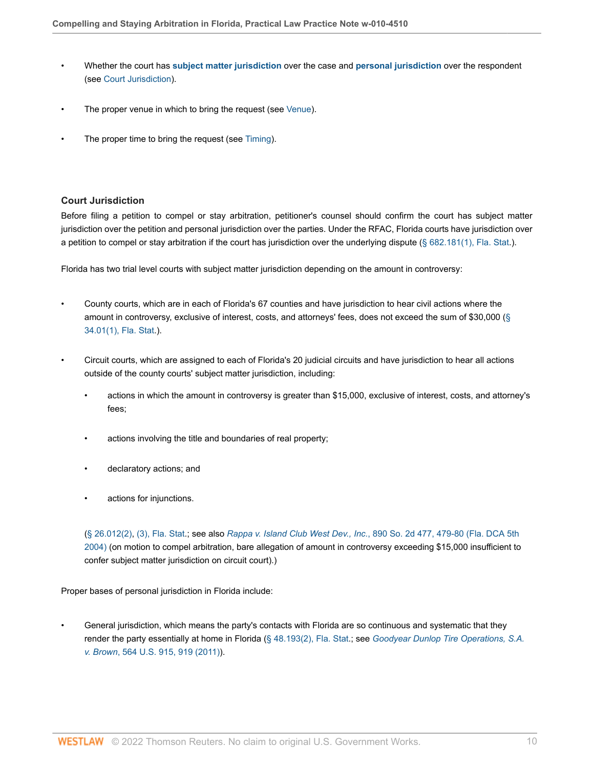- Whether the court has **subject matter jurisdiction** over the case and **personal jurisdiction** over the respondent (see Court Jurisdiction).
- The proper venue in which to bring the request (see Venue).
- The proper time to bring the request (see Timing).

### Court Jurisdiction

Before filing a petition to compel or stay arbitration, petitioner's counsel should confirm the court has subject matter jurisdiction over the petition and personal jurisdiction over the parties. Under the RFAC, Florida courts have jurisdiction over a petition to compel or stay arbitration if the court has jurisdiction over the underlying dispute (§ 682.181(1), Fla. Stat.).

Florida has two trial level courts with subject matter jurisdiction depending on the amount in controversy:

- County courts, which are in each of Florida's 67 counties and have jurisdiction to hear civil actions where the amount in controversy, exclusive of interest, costs, and attorneys' fees, does not exceed the sum of $30,000 (§ 34.01(1), Fla. Stat.).
- Circuit courts, which are assigned to each of Florida's 20 judicial circuits and have jurisdiction to hear all actions outside of the county courts' subject matter jurisdiction, including:
  - actions in which the amount in controversy is greater than $15,000, exclusive of interest, costs, and attorney's fees;
  - actions involving the title and boundaries of real property;
  - declaratory actions; and
  - actions for injunctions.

  (§ 26.012(2), (3), Fla. Stat.; see also *Rappa v. Island Club West Dev., Inc.*, 890 So. 2d 477, 479-80 (Fla. DCA 5th 2004) (on motion to compel arbitration, bare allegation of amount in controversy exceeding $15,000 insufficient to confer subject matter jurisdiction on circuit court).)

Proper bases of personal jurisdiction in Florida include:

- General jurisdiction, which means the party's contacts with Florida are so continuous and systematic that they render the party essentially at home in Florida (§ 48.193(2), Fla. Stat.; see *Goodyear Dunlop Tire Operations, S.A. v. Brown*, 564 U.S. 915, 919 (2011)).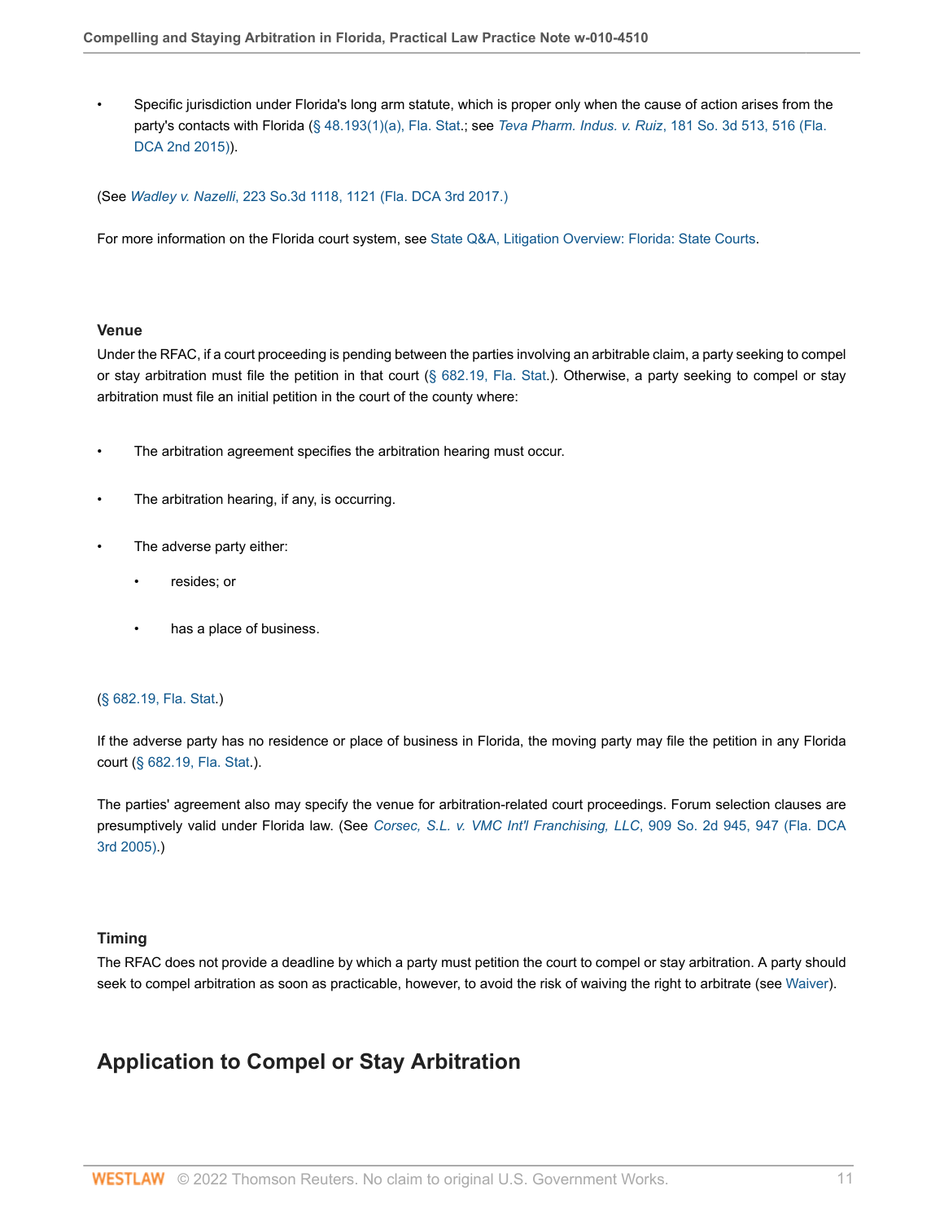- Specific jurisdiction under Florida's long arm statute, which is proper only when the cause of action arises from the party's contacts with Florida (§ 48.193(1)(a), Fla. Stat.; see *Teva Pharm. Indus. v. Ruiz*, 181 So. 3d 513, 516 (Fla. DCA 2nd 2015)).

(See *Wadley v. Nazelli*, 223 So.3d 1118, 1121 (Fla. DCA 3rd 2017.)

For more information on the Florida court system, see State Q&A, Litigation Overview: Florida: State Courts.

### Venue

Under the RFAC, if a court proceeding is pending between the parties involving an arbitrable claim, a party seeking to compel or stay arbitration must file the petition in that court (§ 682.19, Fla. Stat.). Otherwise, a party seeking to compel or stay arbitration must file an initial petition in the court of the county where:

- The arbitration agreement specifies the arbitration hearing must occur.
- The arbitration hearing, if any, is occurring.
- The adverse party either:
  - resides; or
  - has a place of business.

(§ 682.19, Fla. Stat.)

If the adverse party has no residence or place of business in Florida, the moving party may file the petition in any Florida court (§ 682.19, Fla. Stat.).

The parties' agreement also may specify the venue for arbitration-related court proceedings. Forum selection clauses are presumptively valid under Florida law. (See *Corsec, S.L. v. VMC Int'l Franchising, LLC*, 909 So. 2d 945, 947 (Fla. DCA 3rd 2005).)

### Timing

The RFAC does not provide a deadline by which a party must petition the court to compel or stay arbitration. A party should seek to compel arbitration as soon as practicable, however, to avoid the risk of waiving the right to arbitrate (see Waiver).

## Application to Compel or Stay Arbitration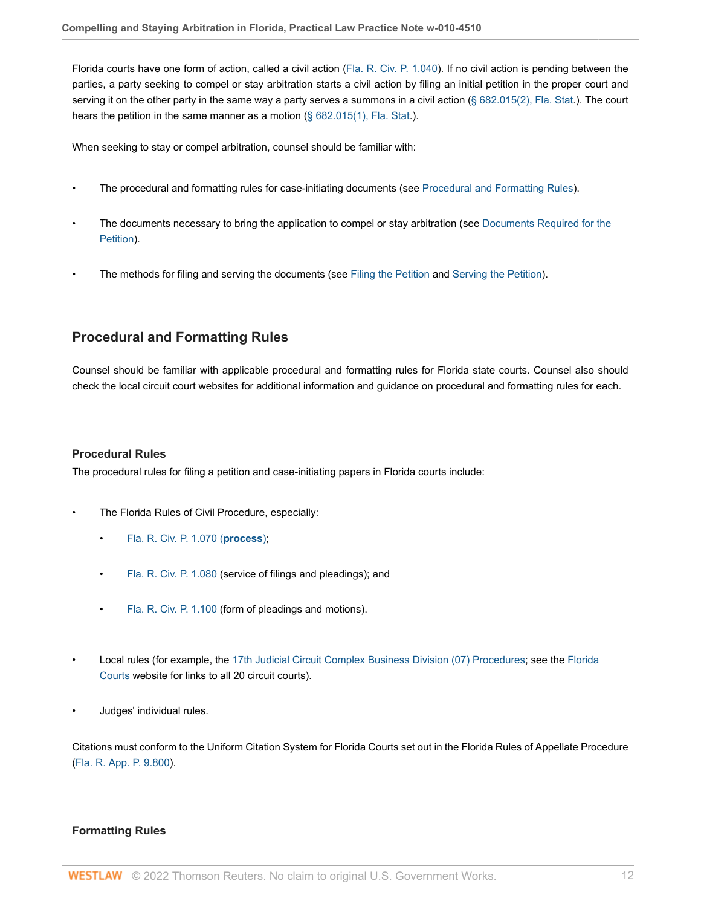Florida courts have one form of action, called a civil action (Fla. R. Civ. P. 1.040). If no civil action is pending between the parties, a party seeking to compel or stay arbitration starts a civil action by filing an initial petition in the proper court and serving it on the other party in the same way a party serves a summons in a civil action (§ 682.015(2), Fla. Stat.). The court hears the petition in the same manner as a motion (§ 682.015(1), Fla. Stat.).

When seeking to stay or compel arbitration, counsel should be familiar with:

- The procedural and formatting rules for case-initiating documents (see Procedural and Formatting Rules).
- The documents necessary to bring the application to compel or stay arbitration (see Documents Required for the Petition).
- The methods for filing and serving the documents (see Filing the Petition and Serving the Petition).

## Procedural and Formatting Rules

Counsel should be familiar with applicable procedural and formatting rules for Florida state courts. Counsel also should check the local circuit court websites for additional information and guidance on procedural and formatting rules for each.

### Procedural Rules

The procedural rules for filing a petition and case-initiating papers in Florida courts include:

- The Florida Rules of Civil Procedure, especially:
  - Fla. R. Civ. P. 1.070 (**process**);
  - Fla. R. Civ. P. 1.080 (service of filings and pleadings); and
  - Fla. R. Civ. P. 1.100 (form of pleadings and motions).
- Local rules (for example, the 17th Judicial Circuit Complex Business Division (07) Procedures; see the Florida Courts website for links to all 20 circuit courts).
- Judges' individual rules.

Citations must conform to the Uniform Citation System for Florida Courts set out in the Florida Rules of Appellate Procedure (Fla. R. App. P. 9.800).

### Formatting Rules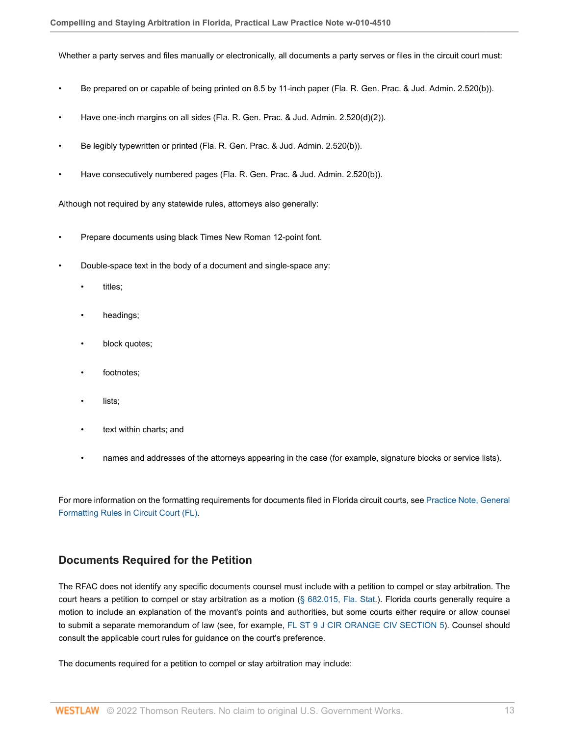Whether a party serves and files manually or electronically, all documents a party serves or files in the circuit court must:

- Be prepared on or capable of being printed on 8.5 by 11-inch paper (Fla. R. Gen. Prac. & Jud. Admin. 2.520(b)).
- Have one-inch margins on all sides (Fla. R. Gen. Prac. & Jud. Admin. 2.520(d)(2)).
- Be legibly typewritten or printed (Fla. R. Gen. Prac. & Jud. Admin. 2.520(b)).
- Have consecutively numbered pages (Fla. R. Gen. Prac. & Jud. Admin. 2.520(b)).

Although not required by any statewide rules, attorneys also generally:

- Prepare documents using black Times New Roman 12-point font.
- Double-space text in the body of a document and single-space any:
  - titles;
  - headings;
  - block quotes;
  - footnotes;
  - lists;
  - text within charts; and
  - names and addresses of the attorneys appearing in the case (for example, signature blocks or service lists).

For more information on the formatting requirements for documents filed in Florida circuit courts, see Practice Note, General Formatting Rules in Circuit Court (FL).

## Documents Required for the Petition

The RFAC does not identify any specific documents counsel must include with a petition to compel or stay arbitration. The court hears a petition to compel or stay arbitration as a motion (§ 682.015, Fla. Stat.). Florida courts generally require a motion to include an explanation of the movant's points and authorities, but some courts either require or allow counsel to submit a separate memorandum of law (see, for example, FL ST 9 J CIR ORANGE CIV SECTION 5). Counsel should consult the applicable court rules for guidance on the court's preference.

The documents required for a petition to compel or stay arbitration may include: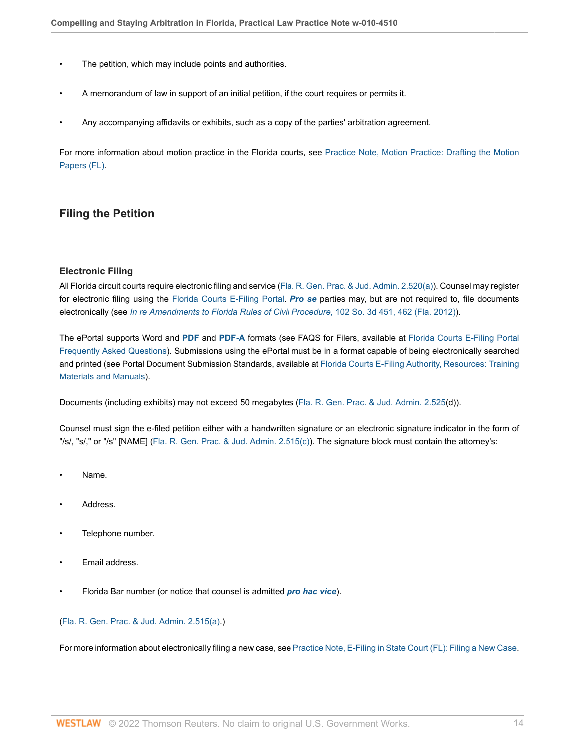- The petition, which may include points and authorities.
- A memorandum of law in support of an initial petition, if the court requires or permits it.
- Any accompanying affidavits or exhibits, such as a copy of the parties' arbitration agreement.

For more information about motion practice in the Florida courts, see Practice Note, Motion Practice: Drafting the Motion Papers (FL).

## Filing the Petition

### Electronic Filing

All Florida circuit courts require electronic filing and service (Fla. R. Gen. Prac. & Jud. Admin. 2.520(a)). Counsel may register for electronic filing using the Florida Courts E-Filing Portal. ***Pro se*** parties may, but are not required to, file documents electronically (see *In re Amendments to Florida Rules of Civil Procedure*, 102 So. 3d 451, 462 (Fla. 2012)).

The ePortal supports Word and **PDF** and **PDF-A** formats (see FAQS for Filers, available at Florida Courts E-Filing Portal Frequently Asked Questions). Submissions using the ePortal must be in a format capable of being electronically searched and printed (see Portal Document Submission Standards, available at Florida Courts E-Filing Authority, Resources: Training Materials and Manuals).

Documents (including exhibits) may not exceed 50 megabytes (Fla. R. Gen. Prac. & Jud. Admin. 2.525(d)).

Counsel must sign the e-filed petition either with a handwritten signature or an electronic signature indicator in the form of "/s/, "s/," or "/s" [NAME] (Fla. R. Gen. Prac. & Jud. Admin. 2.515(c)). The signature block must contain the attorney's:

- Name.
- Address.
- Telephone number.
- Email address.
- Florida Bar number (or notice that counsel is admitted ***pro hac vice***).

(Fla. R. Gen. Prac. & Jud. Admin. 2.515(a).)

For more information about electronically filing a new case, see Practice Note, E-Filing in State Court (FL): Filing a New Case.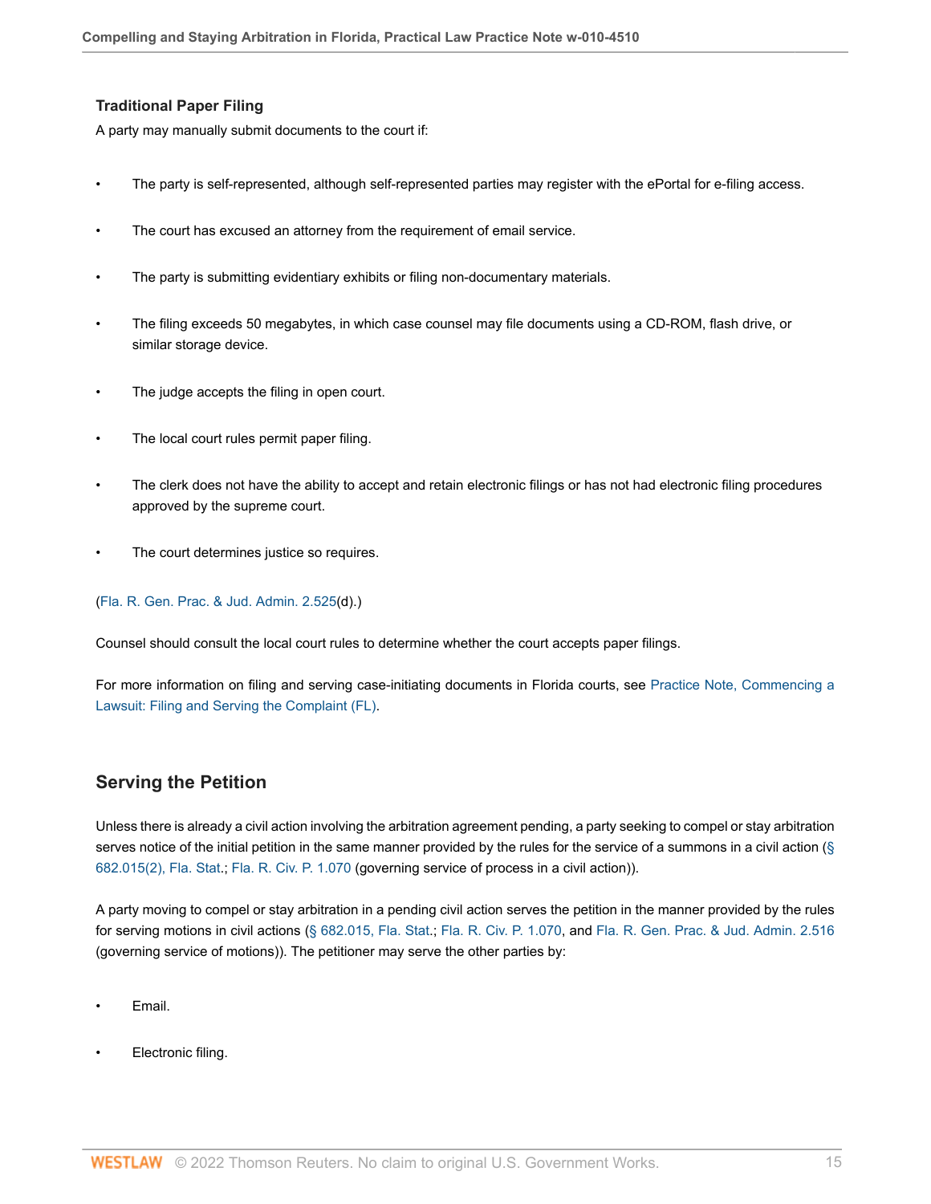### Traditional Paper Filing

A party may manually submit documents to the court if:

- The party is self-represented, although self-represented parties may register with the ePortal for e-filing access.
- The court has excused an attorney from the requirement of email service.
- The party is submitting evidentiary exhibits or filing non-documentary materials.
- The filing exceeds 50 megabytes, in which case counsel may file documents using a CD-ROM, flash drive, or similar storage device.
- The judge accepts the filing in open court.
- The local court rules permit paper filing.
- The clerk does not have the ability to accept and retain electronic filings or has not had electronic filing procedures approved by the supreme court.
- The court determines justice so requires.

(Fla. R. Gen. Prac. & Jud. Admin. 2.525(d).)

Counsel should consult the local court rules to determine whether the court accepts paper filings.

For more information on filing and serving case-initiating documents in Florida courts, see Practice Note, Commencing a Lawsuit: Filing and Serving the Complaint (FL).

## Serving the Petition

Unless there is already a civil action involving the arbitration agreement pending, a party seeking to compel or stay arbitration serves notice of the initial petition in the same manner provided by the rules for the service of a summons in a civil action (§ 682.015(2), Fla. Stat.; Fla. R. Civ. P. 1.070 (governing service of process in a civil action)).

A party moving to compel or stay arbitration in a pending civil action serves the petition in the manner provided by the rules for serving motions in civil actions (§ 682.015, Fla. Stat.; Fla. R. Civ. P. 1.070, and Fla. R. Gen. Prac. & Jud. Admin. 2.516 (governing service of motions)). The petitioner may serve the other parties by:

- Email.
- Electronic filing.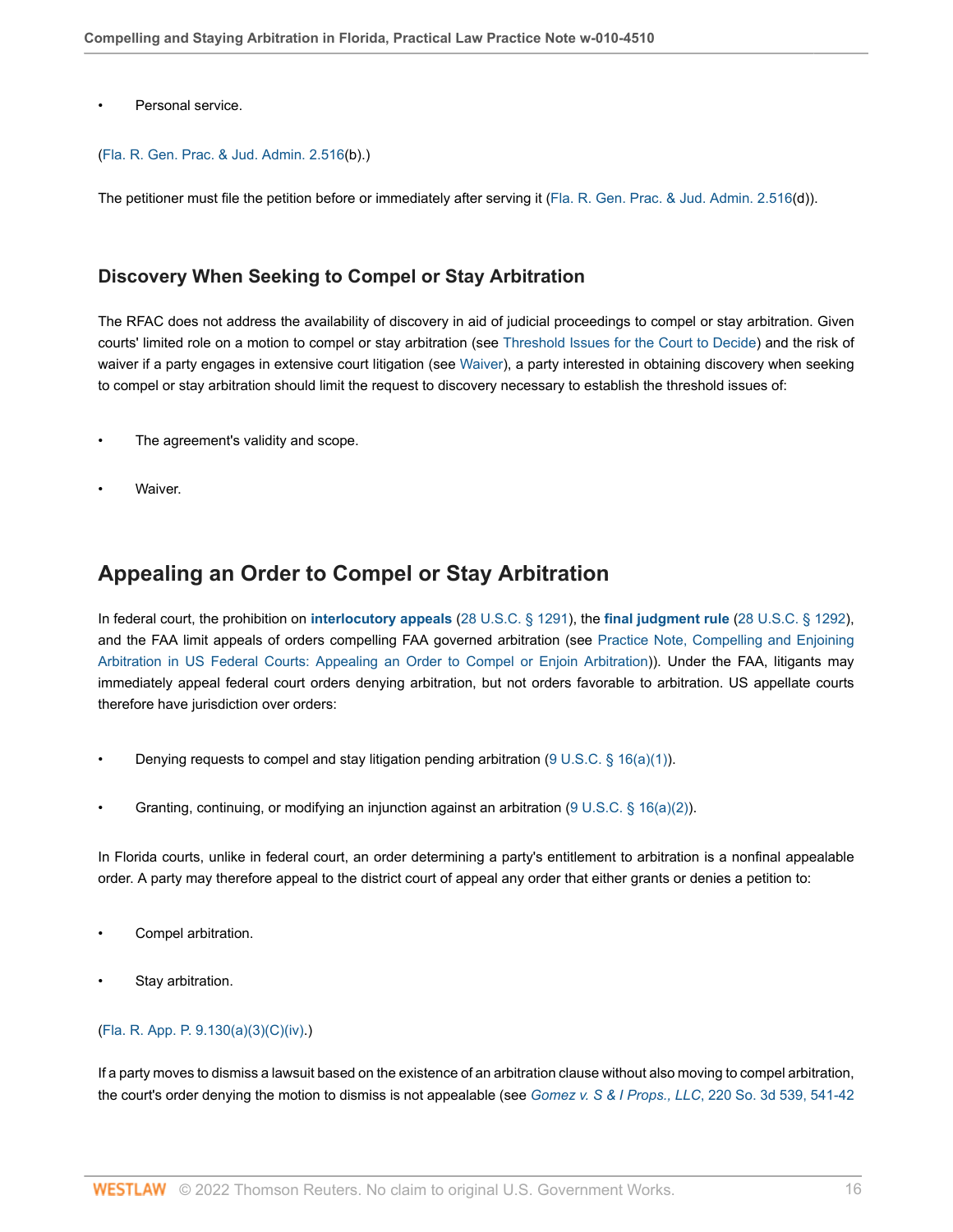- Personal service.

(Fla. R. Gen. Prac. & Jud. Admin. 2.516(b).)

The petitioner must file the petition before or immediately after serving it (Fla. R. Gen. Prac. & Jud. Admin. 2.516(d)).

### Discovery When Seeking to Compel or Stay Arbitration

The RFAC does not address the availability of discovery in aid of judicial proceedings to compel or stay arbitration. Given courts' limited role on a motion to compel or stay arbitration (see Threshold Issues for the Court to Decide) and the risk of waiver if a party engages in extensive court litigation (see Waiver), a party interested in obtaining discovery when seeking to compel or stay arbitration should limit the request to discovery necessary to establish the threshold issues of:

- The agreement's validity and scope.
- Waiver.

## Appealing an Order to Compel or Stay Arbitration

In federal court, the prohibition on **interlocutory appeals** (28 U.S.C. § 1291), the **final judgment rule** (28 U.S.C. § 1292), and the FAA limit appeals of orders compelling FAA governed arbitration (see Practice Note, Compelling and Enjoining Arbitration in US Federal Courts: Appealing an Order to Compel or Enjoin Arbitration)). Under the FAA, litigants may immediately appeal federal court orders denying arbitration, but not orders favorable to arbitration. US appellate courts therefore have jurisdiction over orders:

- Denying requests to compel and stay litigation pending arbitration (9 U.S.C. § 16(a)(1)).
- Granting, continuing, or modifying an injunction against an arbitration (9 U.S.C. § 16(a)(2)).

In Florida courts, unlike in federal court, an order determining a party's entitlement to arbitration is a nonfinal appealable order. A party may therefore appeal to the district court of appeal any order that either grants or denies a petition to:

- Compel arbitration.
- Stay arbitration.

(Fla. R. App. P. 9.130(a)(3)(C)(iv).)

If a party moves to dismiss a lawsuit based on the existence of an arbitration clause without also moving to compel arbitration, the court's order denying the motion to dismiss is not appealable (see *Gomez v. S & I Props., LLC*, 220 So. 3d 539, 541-42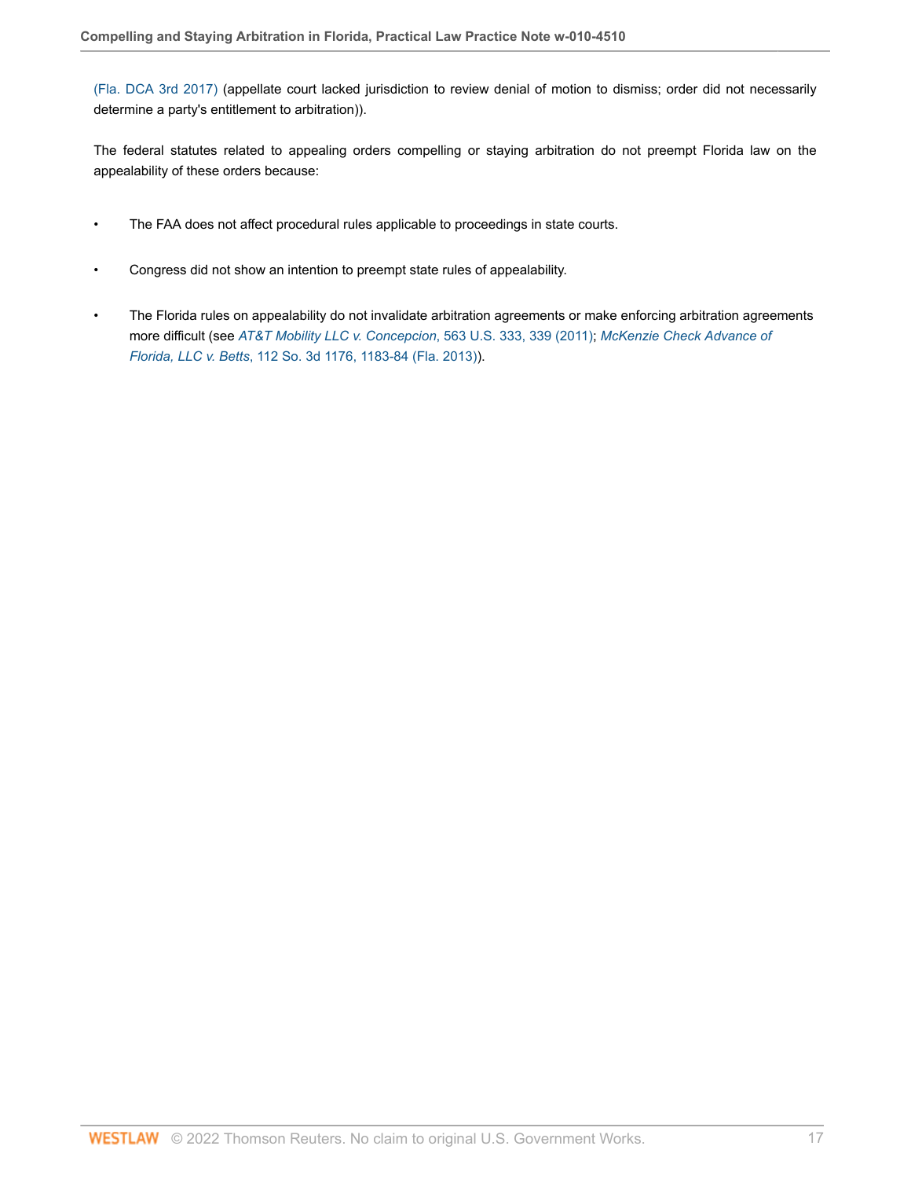(Fla. DCA 3rd 2017) (appellate court lacked jurisdiction to review denial of motion to dismiss; order did not necessarily determine a party's entitlement to arbitration)).

The federal statutes related to appealing orders compelling or staying arbitration do not preempt Florida law on the appealability of these orders because:

- The FAA does not affect procedural rules applicable to proceedings in state courts.
- Congress did not show an intention to preempt state rules of appealability.
- The Florida rules on appealability do not invalidate arbitration agreements or make enforcing arbitration agreements more difficult (see *AT&T Mobility LLC v. Concepcion*, 563 U.S. 333, 339 (2011); *McKenzie Check Advance of Florida, LLC v. Betts*, 112 So. 3d 1176, 1183-84 (Fla. 2013)).